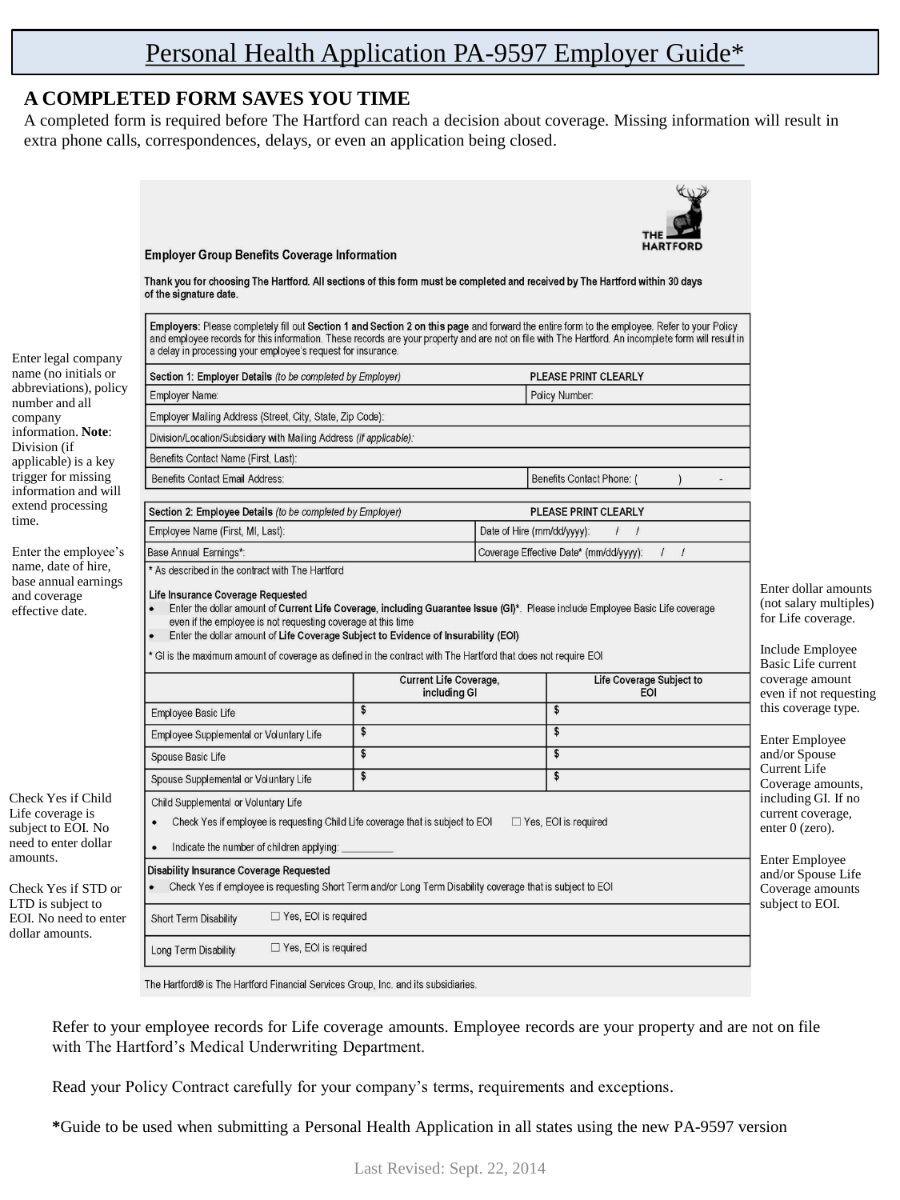# Personal Health Application PA-9597 Employer Guide*

## A COMPLETED FORM SAVES YOU TIME

A completed form is required before The Hartford can reach a decision about coverage. Missing information will result in extra phone calls, correspondences, delays, or even an application being closed.

**Employer Group Benefits Coverage Information**

THE HARTFORD

**Thank you for choosing The Hartford. All sections of this form must be completed and received by The Hartford within 30 days of the signature date.**

**Employers:** Please completely fill out **Section 1 and Section 2 on this page** and forward the entire form to the employee. Refer to your Policy and employee records for this information. These records are your property and are not on file with The Hartford. An incomplete form will result in a delay in processing your employee's request for insurance.

Enter legal company name (no initials or abbreviations), policy number and all company information. **Note**: Division (if applicable) is a key trigger for missing information and will extend processing time.

| **Section 1: Employer Details** *(to be completed by Employer)* | **PLEASE PRINT CLEARLY** |
|---|---|
| Employer Name: | Policy Number: |
| Employer Mailing Address (Street, City, State, Zip Code): | |
| Division/Location/Subsidiary with Mailing Address *(if applicable)*: | |
| Benefits Contact Name (First, Last): | |
| Benefits Contact Email Address: | Benefits Contact Phone: ( ) - |

Enter the employee's name, date of hire, base annual earnings and coverage effective date.

| **Section 2: Employee Details** *(to be completed by Employer)* | **PLEASE PRINT CLEARLY** |
|---|---|
| Employee Name (First, MI, Last): | Date of Hire (mm/dd/yyyy): / / |
| Base Annual Earnings*: | Coverage Effective Date* (mm/dd/yyyy): / / |

\* As described in the contract with The Hartford

**Life Insurance Coverage Requested**

- Enter the dollar amount of **Current Life Coverage, including Guarantee Issue (GI)***. Please include Employee Basic Life coverage even if the employee is not requesting coverage at this time
- Enter the dollar amount of **Life Coverage Subject to Evidence of Insurability (EOI)**

\* GI is the maximum amount of coverage as defined in the contract with The Hartford that does not require EOI

Enter dollar amounts (not salary multiples) for Life coverage.

Include Employee Basic Life current coverage amount even if not requesting this coverage type.

Enter Employee and/or Spouse Current Life Coverage amounts, including GI. If no current coverage, enter 0 (zero).

Enter Employee and/or Spouse Life Coverage amounts subject to EOI.

| | Current Life Coverage, including GI | Life Coverage Subject to EOI |
|---|---|---|
| Employee Basic Life | $ | $ |
| Employee Supplemental or Voluntary Life | $ | $ |
| Spouse Basic Life | $ | $ |
| Spouse Supplemental or Voluntary Life | $ | $ |

Check Yes if Child Life coverage is subject to EOI. No need to enter dollar amounts.

Child Supplemental or Voluntary Life

- Check Yes if employee is requesting Child Life coverage that is subject to EOI ☐ Yes, EOI is required
- Indicate the number of children applying: __________

Check Yes if STD or LTD is subject to EOI. No need to enter dollar amounts.

**Disability Insurance Coverage Requested**

- Check Yes if employee is requesting Short Term and/or Long Term Disability coverage that is subject to EOI

| | |
|---|---|
| Short Term Disability | ☐ Yes, EOI is required |
| Long Term Disability | ☐ Yes, EOI is required |

The Hartford® is The Hartford Financial Services Group, Inc. and its subsidiaries.

Refer to your employee records for Life coverage amounts. Employee records are your property and are not on file with The Hartford's Medical Underwriting Department.

Read your Policy Contract carefully for your company's terms, requirements and exceptions.

**\***Guide to be used when submitting a Personal Health Application in all states using the new PA-9597 version

Last Revised: Sept. 22, 2014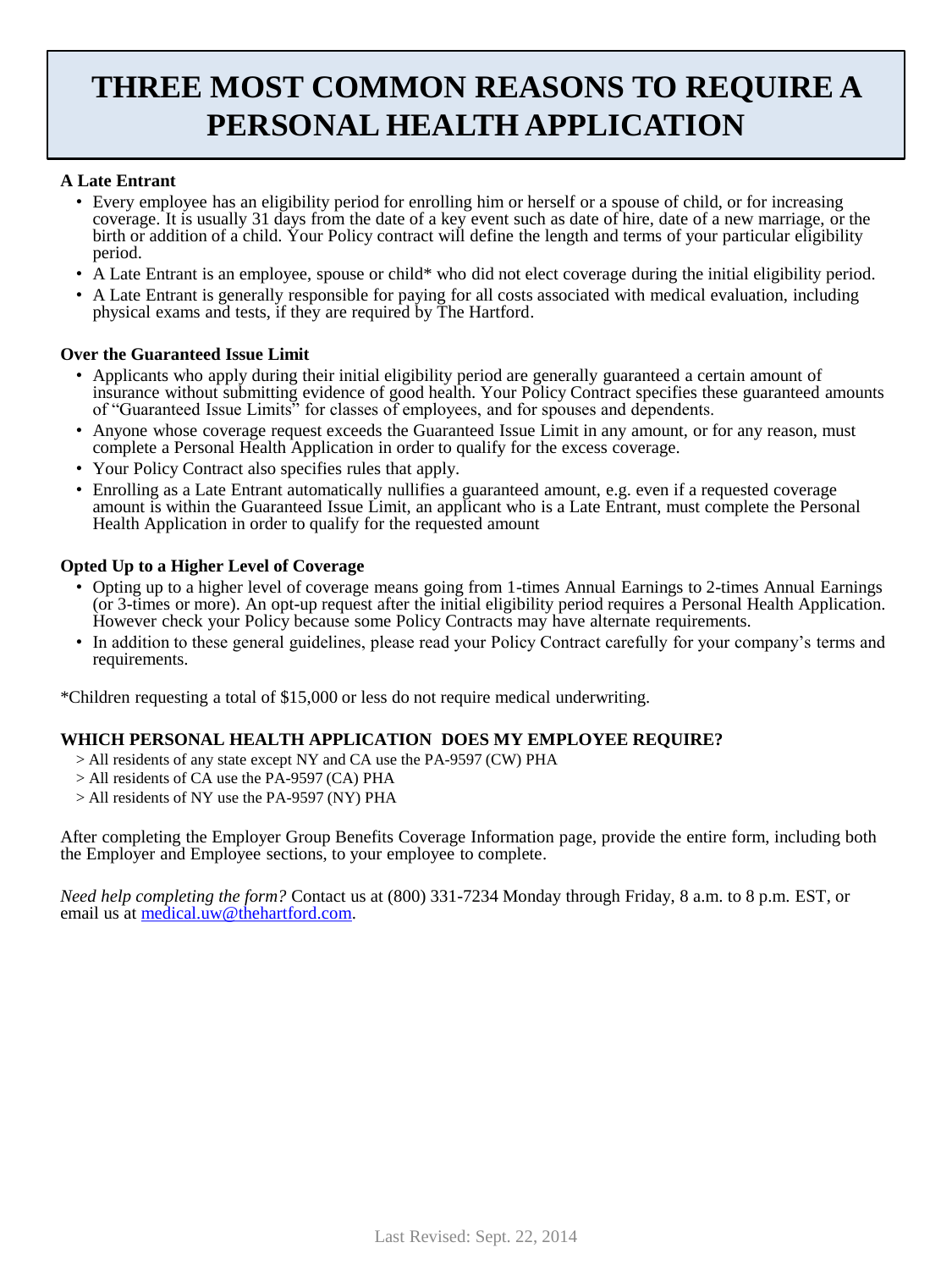# THREE MOST COMMON REASONS TO REQUIRE A PERSONAL HEALTH APPLICATION

**A Late Entrant**

- Every employee has an eligibility period for enrolling him or herself or a spouse of child, or for increasing coverage. It is usually 31 days from the date of a key event such as date of hire, date of a new marriage, or the birth or addition of a child. Your Policy contract will define the length and terms of your particular eligibility period.
- A Late Entrant is an employee, spouse or child* who did not elect coverage during the initial eligibility period.
- A Late Entrant is generally responsible for paying for all costs associated with medical evaluation, including physical exams and tests, if they are required by The Hartford.

**Over the Guaranteed Issue Limit**

- Applicants who apply during their initial eligibility period are generally guaranteed a certain amount of insurance without submitting evidence of good health. Your Policy Contract specifies these guaranteed amounts of "Guaranteed Issue Limits" for classes of employees, and for spouses and dependents.
- Anyone whose coverage request exceeds the Guaranteed Issue Limit in any amount, or for any reason, must complete a Personal Health Application in order to qualify for the excess coverage.
- Your Policy Contract also specifies rules that apply.
- Enrolling as a Late Entrant automatically nullifies a guaranteed amount, e.g. even if a requested coverage amount is within the Guaranteed Issue Limit, an applicant who is a Late Entrant, must complete the Personal Health Application in order to qualify for the requested amount

**Opted Up to a Higher Level of Coverage**

- Opting up to a higher level of coverage means going from 1-times Annual Earnings to 2-times Annual Earnings (or 3-times or more). An opt-up request after the initial eligibility period requires a Personal Health Application. However check your Policy because some Policy Contracts may have alternate requirements.
- In addition to these general guidelines, please read your Policy Contract carefully for your company's terms and requirements.

*Children requesting a total of $15,000 or less do not require medical underwriting.

**WHICH PERSONAL HEALTH APPLICATION DOES MY EMPLOYEE REQUIRE?**

> All residents of any state except NY and CA use the PA-9597 (CW) PHA
> All residents of CA use the PA-9597 (CA) PHA
> All residents of NY use the PA-9597 (NY) PHA

After completing the Employer Group Benefits Coverage Information page, provide the entire form, including both the Employer and Employee sections, to your employee to complete.

*Need help completing the form?* Contact us at (800) 331-7234 Monday through Friday, 8 a.m. to 8 p.m. EST, or email us at medical.uw@thehartford.com.

Last Revised: Sept. 22, 2014